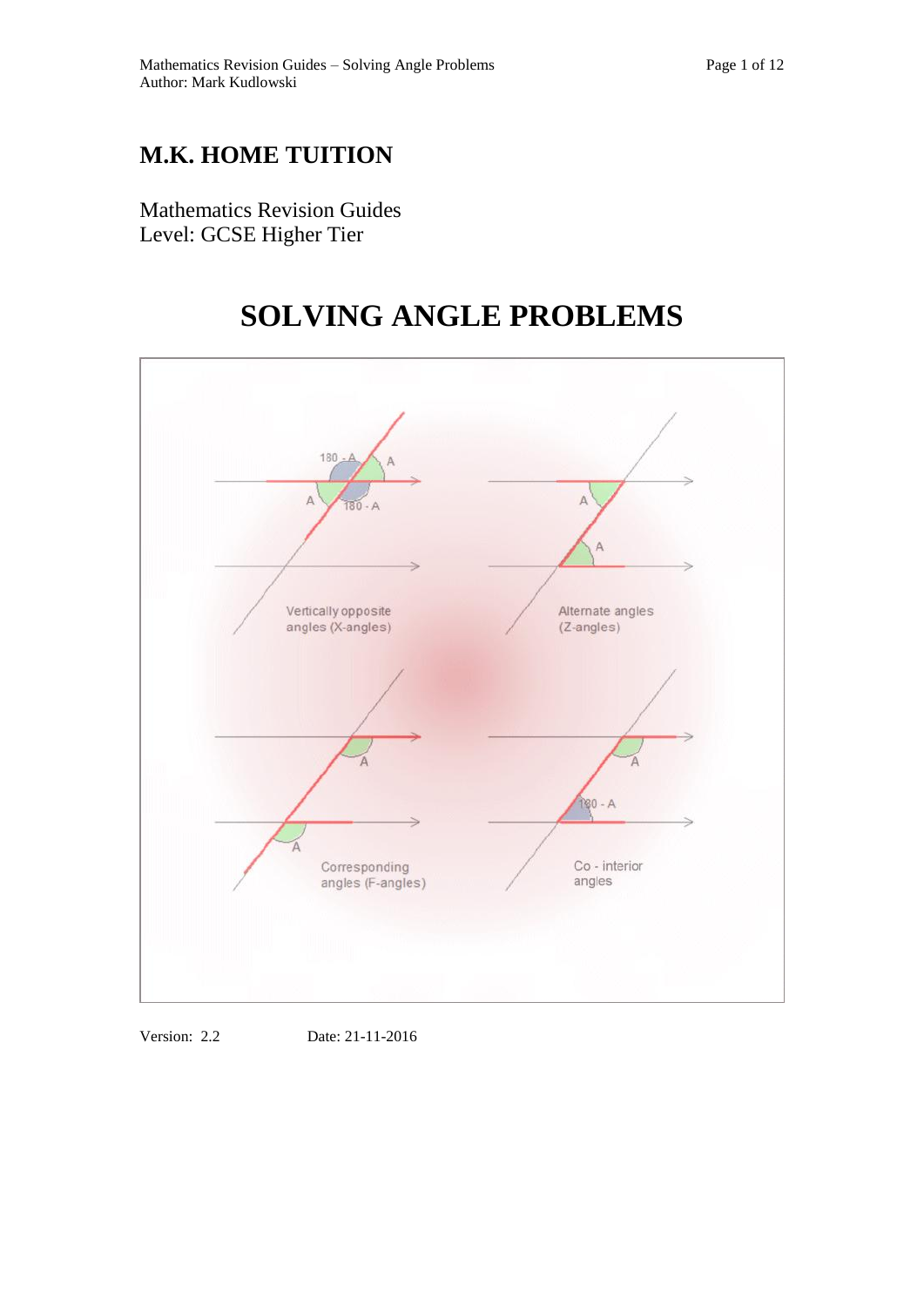# M.K. HOME TUITION

Mathematics Revision Guides
Level: GCSE Higher Tier

# SOLVING ANGLE PROBLEMS

Version: 2.2 Date: 21-11-2016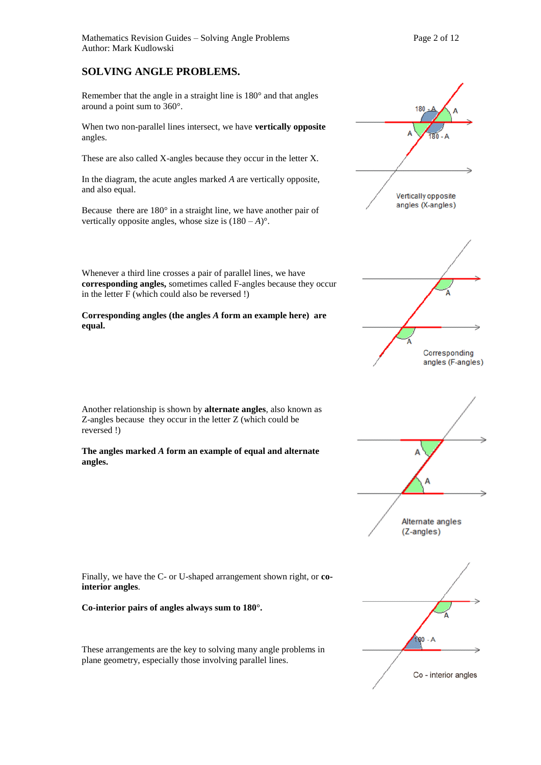## SOLVING ANGLE PROBLEMS.

Remember that the angle in a straight line is 180° and that angles around a point sum to 360°.

When two non-parallel lines intersect, we have **vertically opposite** angles.

These are also called X-angles because they occur in the letter X.

In the diagram, the acute angles marked *A* are vertically opposite, and also equal.

Because there are 180° in a straight line, we have another pair of vertically opposite angles, whose size is $(180 - A)°$.

Vertically opposite angles (X-angles)

Whenever a third line crosses a pair of parallel lines, we have **corresponding angles,** sometimes called F-angles because they occur in the letter F (which could also be reversed !)

**Corresponding angles (the angles *A* form an example here) are equal.**

Corresponding angles (F-angles)

Another relationship is shown by **alternate angles**, also known as Z-angles because they occur in the letter Z (which could be reversed !)

**The angles marked *A* form an example of equal and alternate angles.**

Alternate angles (Z-angles)

Finally, we have the C- or U-shaped arrangement shown right, or **co-interior angles**.

**Co-interior pairs of angles always sum to 180°.**

These arrangements are the key to solving many angle problems in plane geometry, especially those involving parallel lines.

Co - interior angles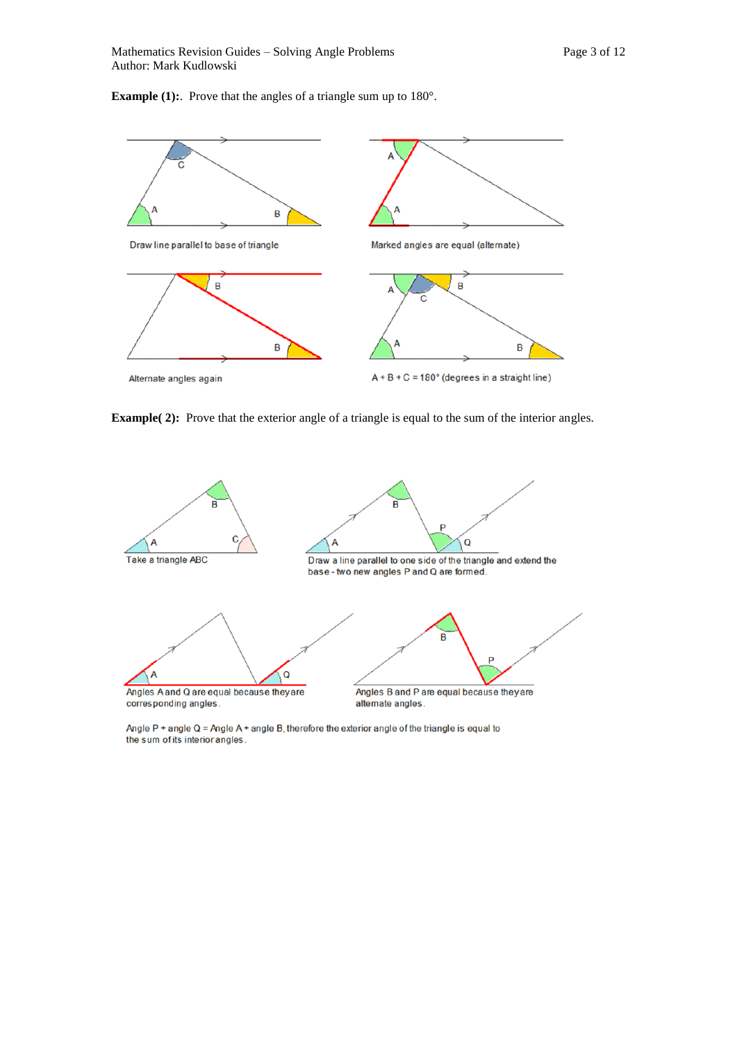**Example (1):**. Prove that the angles of a triangle sum up to 180°.

Draw line parallel to base of triangle

Marked angles are equal (alternate)

Alternate angles again

A + B + C = 180° (degrees in a straight line)

**Example( 2):** Prove that the exterior angle of a triangle is equal to the sum of the interior angles.

Take a triangle ABC

Draw a line parallel to one side of the triangle and extend the base - two new angles P and Q are formed.

Angles A and Q are equal because they are corresponding angles.

Angles B and P are equal because they are alternate angles.

Angle P + angle Q = Angle A + angle B, therefore the exterior angle of the triangle is equal to the sum of its interior angles.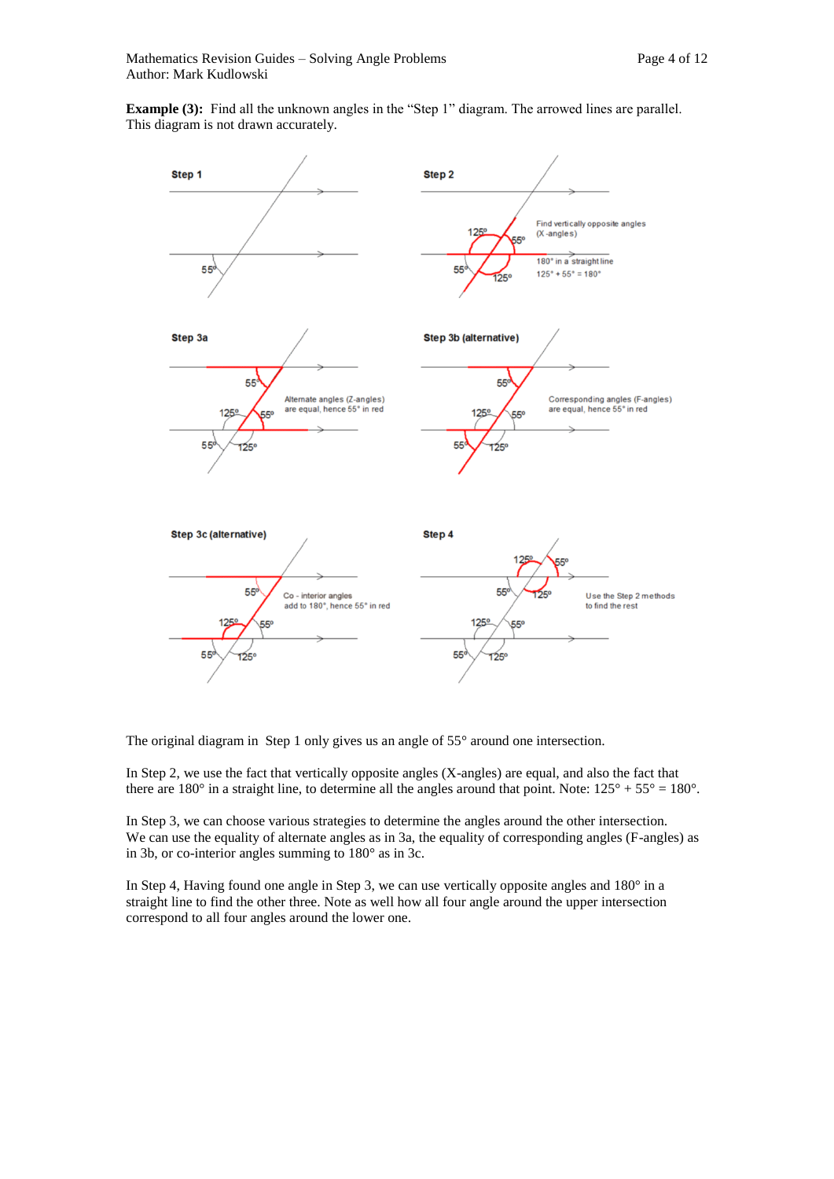**Example (3):** Find all the unknown angles in the "Step 1" diagram. The arrowed lines are parallel. This diagram is not drawn accurately.

**Step 1**

55°

**Step 2**

125° 55° 55° 125°

Find vertically opposite angles (X-angles)

180° in a straight line
125° + 55° = 180°

**Step 3a**

55° 125° 55° 55° 125°

Alternate angles (Z-angles) are equal, hence 55° in red

**Step 3b (alternative)**

55° 125° 55° 55° 125°

Corresponding angles (F-angles) are equal, hence 55° in red

**Step 3c (alternative)**

55° 125° 55° 55° 125°

Co - interior angles add to 180°, hence 55° in red

**Step 4**

125° 55° 55° 125° 125° 55° 55° 125°

Use the Step 2 methods to find the rest

The original diagram in Step 1 only gives us an angle of 55° around one intersection.

In Step 2, we use the fact that vertically opposite angles (X-angles) are equal, and also the fact that there are 180° in a straight line, to determine all the angles around that point. Note: 125° + 55° = 180°.

In Step 3, we can choose various strategies to determine the angles around the other intersection. We can use the equality of alternate angles as in 3a, the equality of corresponding angles (F-angles) as in 3b, or co-interior angles summing to 180° as in 3c.

In Step 4, Having found one angle in Step 3, we can use vertically opposite angles and 180° in a straight line to find the other three. Note as well how all four angle around the upper intersection correspond to all four angles around the lower one.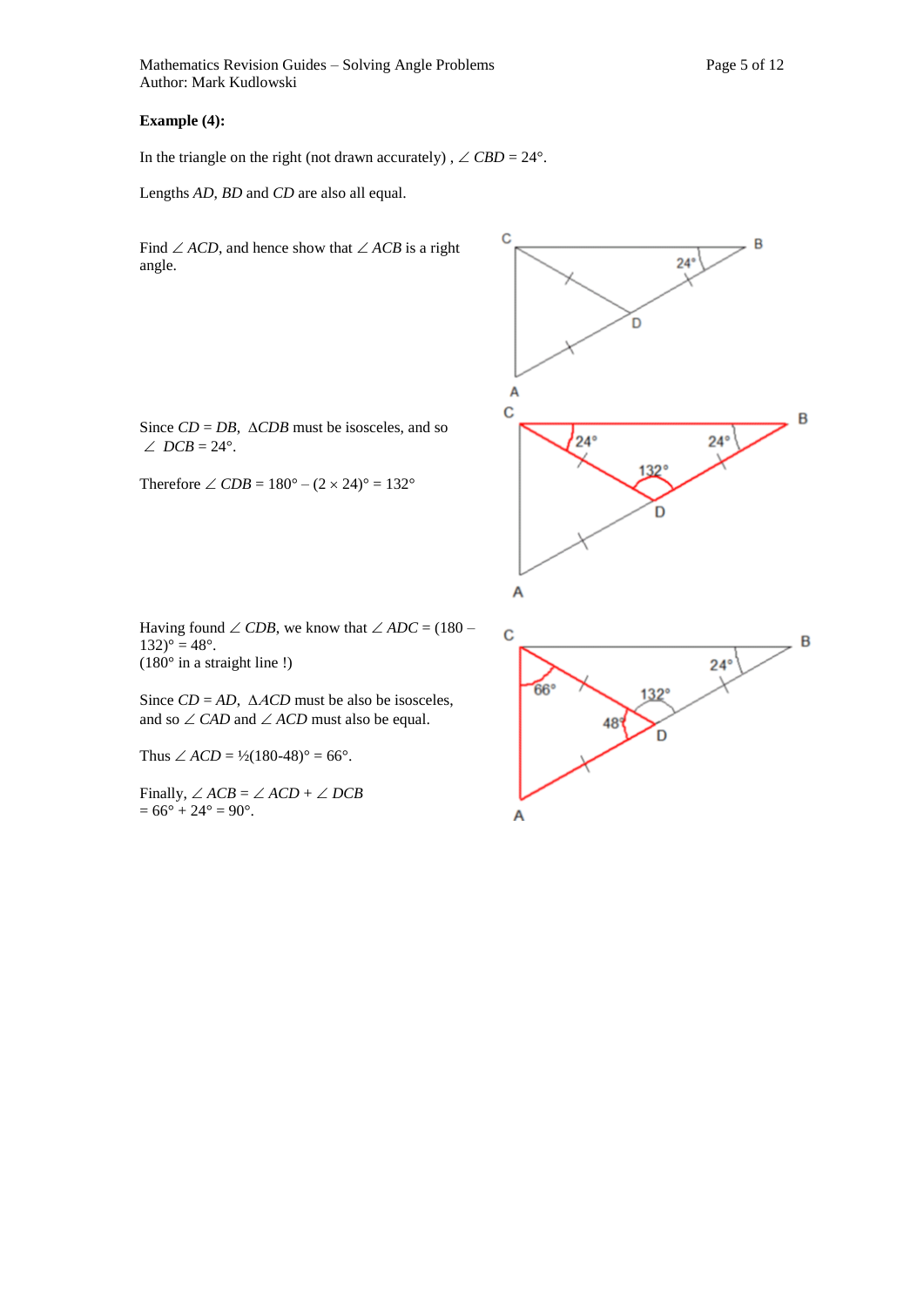**Example (4):**

In the triangle on the right (not drawn accurately) , $\angle CBD = 24°$.

Lengths $AD$, $BD$ and $CD$ are also all equal.

Find $\angle ACD$, and hence show that $\angle ACB$ is a right angle.

Since $CD = DB$, $\Delta CDB$ must be isosceles, and so $\angle DCB = 24°$.

Therefore $\angle CDB = 180° – (2 \times 24)° = 132°$

Having found $\angle CDB$, we know that $\angle ADC = (180 – 132)° = 48°$.
(180° in a straight line !)

Since $CD = AD$, $\Delta ACD$ must be also be isosceles, and so $\angle CAD$ and $\angle ACD$ must also be equal.

Thus $\angle ACD = ½(180-48)° = 66°$.

Finally, $\angle ACB = \angle ACD + \angle DCB$
$= 66° + 24° = 90°$.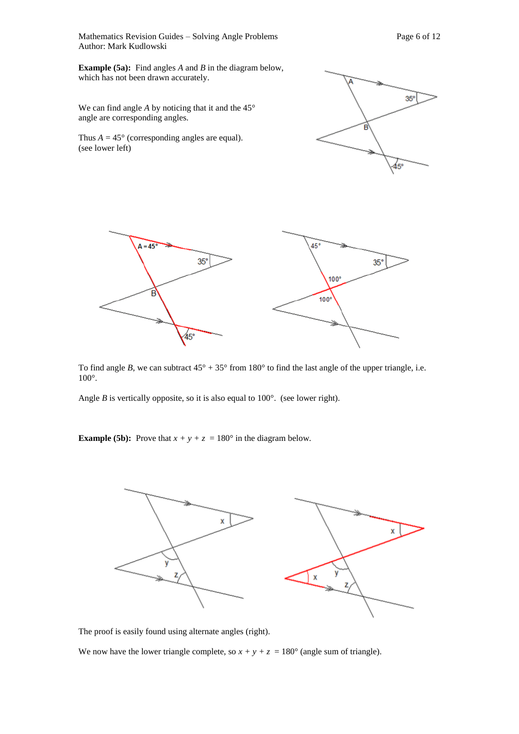**Example (5a):** Find angles $A$ and $B$ in the diagram below, which has not been drawn accurately.

We can find angle $A$ by noticing that it and the 45° angle are corresponding angles.

Thus $A = 45°$ (corresponding angles are equal). (see lower left)

To find angle $B$, we can subtract $45° + 35°$ from 180° to find the last angle of the upper triangle, i.e. 100°.

Angle $B$ is vertically opposite, so it is also equal to 100°. (see lower right).

**Example (5b):** Prove that $x + y + z = 180°$ in the diagram below.

The proof is easily found using alternate angles (right).

We now have the lower triangle complete, so $x + y + z = 180°$ (angle sum of triangle).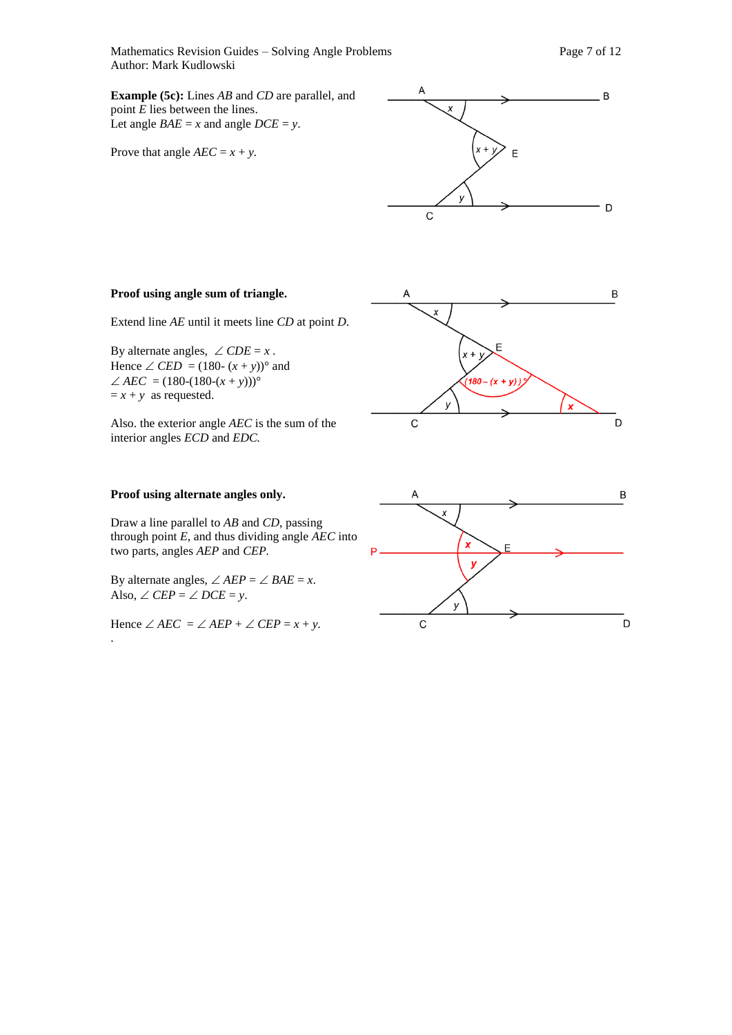**Example (5c):** Lines *AB* and *CD* are parallel, and point *E* lies between the lines.
Let angle $BAE = x$ and angle $DCE = y$.

Prove that angle $AEC = x + y$.

**Proof using angle sum of triangle.**

Extend line *AE* until it meets line *CD* at point *D*.

By alternate angles, $\angle CDE = x$ .
Hence $\angle CED = (180 - (x + y))°$ and
$\angle AEC = (180-(180-(x + y)))°$
$= x + y$ as requested.

Also. the exterior angle *AEC* is the sum of the interior angles *ECD* and *EDC.*

**Proof using alternate angles only.**

Draw a line parallel to *AB* and *CD*, passing through point *E*, and thus dividing angle *AEC* into two parts, angles *AEP* and *CEP.*

By alternate angles, $\angle AEP = \angle BAE = x$.
Also, $\angle CEP = \angle DCE = y$.

Hence $\angle AEC = \angle AEP + \angle CEP = x + y$.
.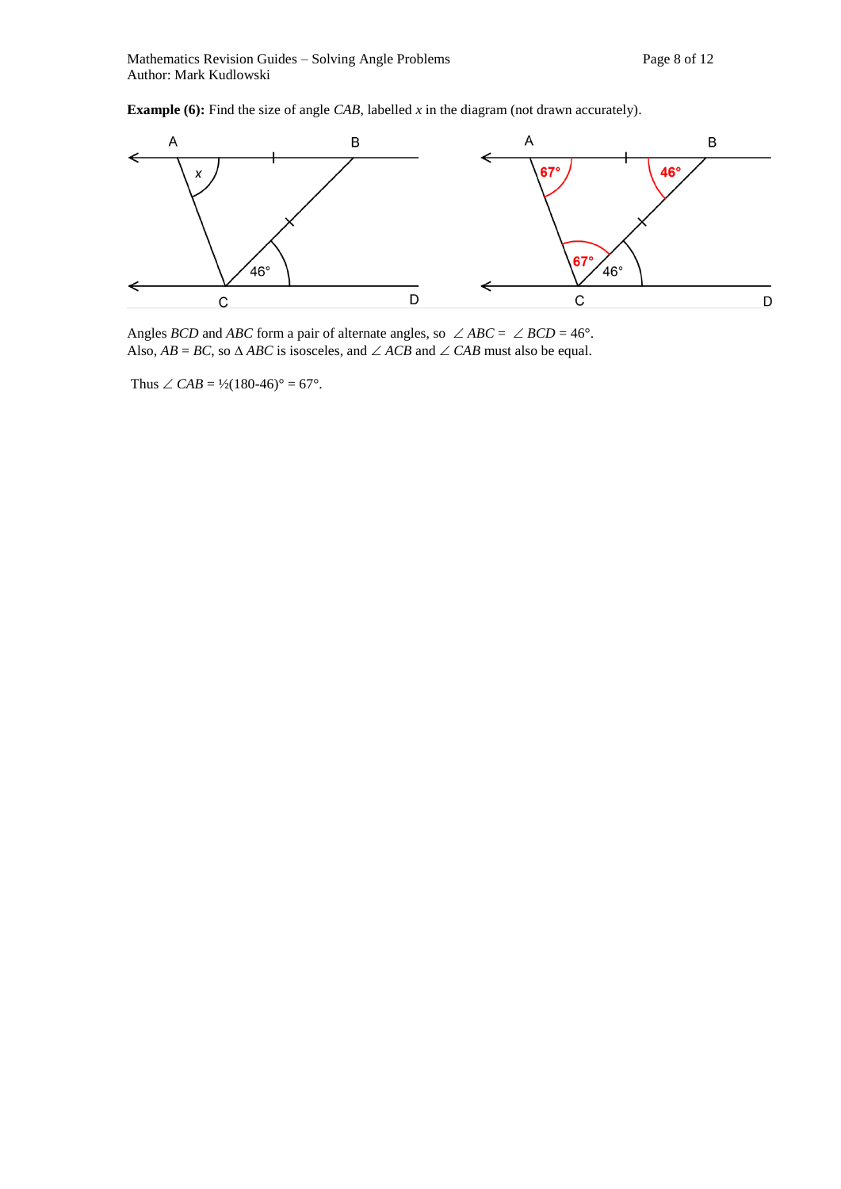**Example (6):** Find the size of angle *CAB*, labelled *x* in the diagram (not drawn accurately).

Angles *BCD* and *ABC* form a pair of alternate angles, so $\angle ABC = \angle BCD = 46°$.
Also, $AB = BC$, so $\Delta ABC$ is isosceles, and $\angle ACB$ and $\angle CAB$ must also be equal.

Thus $\angle CAB = ½(180-46)° = 67°$.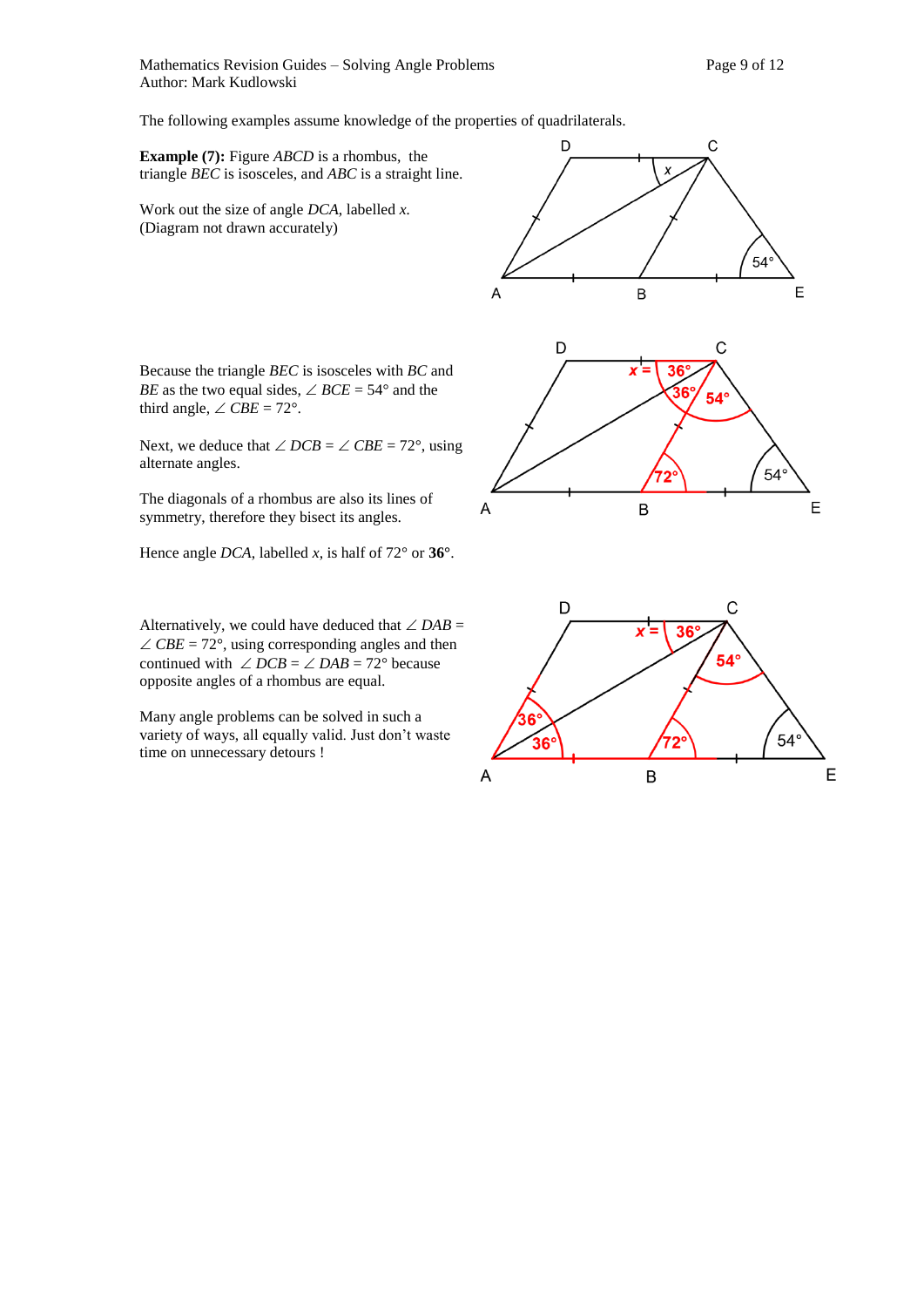The following examples assume knowledge of the properties of quadrilaterals.

**Example (7):** Figure *ABCD* is a rhombus, the triangle *BEC* is isosceles, and *ABC* is a straight line.

Work out the size of angle *DCA*, labelled $x$.
(Diagram not drawn accurately)

Because the triangle *BEC* is isosceles with *BC* and *BE* as the two equal sides, $\angle BCE = 54°$ and the third angle, $\angle CBE = 72°$.

Next, we deduce that $\angle DCB = \angle CBE = 72°$, using alternate angles.

The diagonals of a rhombus are also its lines of symmetry, therefore they bisect its angles.

Hence angle *DCA*, labelled $x$, is half of 72° or **36°**.

Alternatively, we could have deduced that $\angle DAB = \angle CBE = 72°$, using corresponding angles and then continued with $\angle DCB = \angle DAB = 72°$ because opposite angles of a rhombus are equal.

Many angle problems can be solved in such a variety of ways, all equally valid. Just don't waste time on unnecessary detours !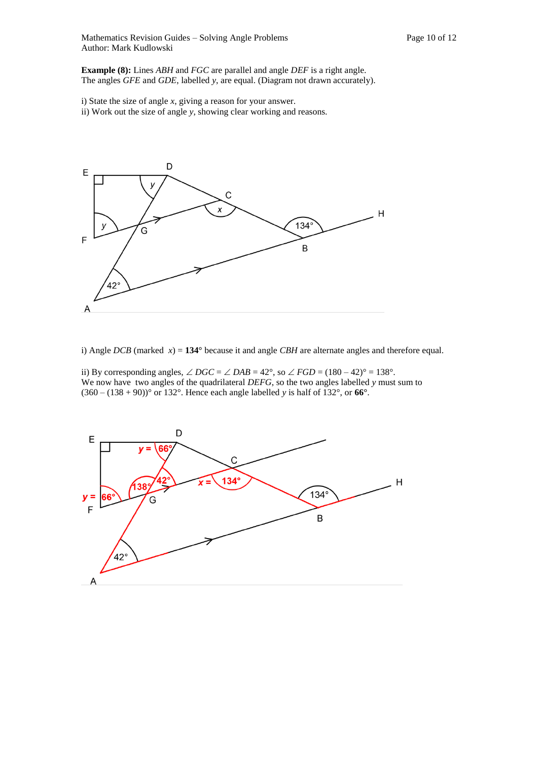**Example (8):** Lines *ABH* and *FGC* are parallel and angle *DEF* is a right angle.
The angles *GFE* and *GDE*, labelled *y*, are equal. (Diagram not drawn accurately).

i) State the size of angle *x*, giving a reason for your answer.
ii) Work out the size of angle *y*, showing clear working and reasons.

i) Angle *DCB* (marked $x$) = **134°** because it and angle *CBH* are alternate angles and therefore equal.

ii) By corresponding angles, $\angle DGC = \angle DAB = 42°$, so $\angle FGD = (180 - 42)° = 138°$.
We now have two angles of the quadrilateral *DEFG*, so the two angles labelled *y* must sum to $(360 - (138 + 90))°$ or 132°. Hence each angle labelled *y* is half of 132°, or **66°**.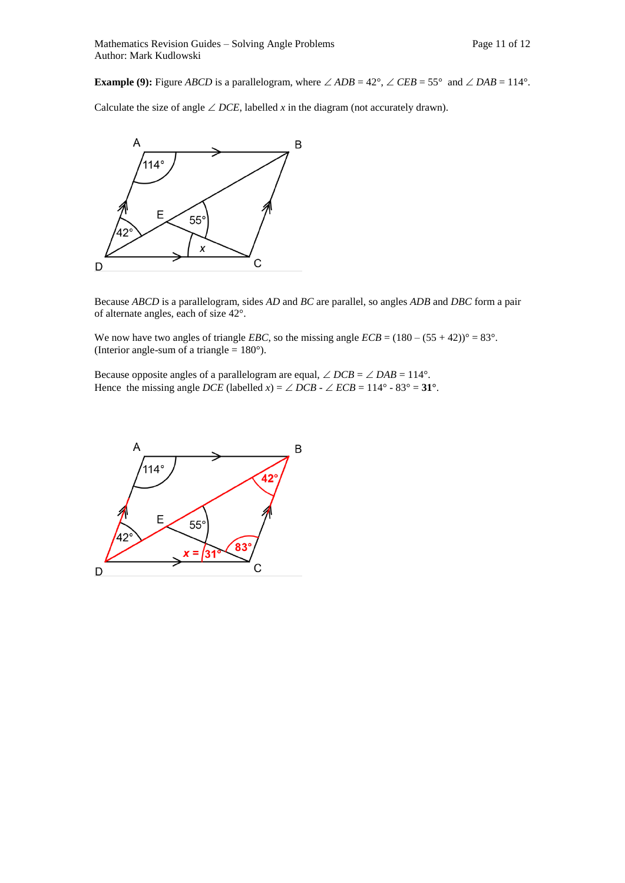**Example (9):** Figure *ABCD* is a parallelogram, where $\angle ADB = 42°$, $\angle CEB = 55°$ and $\angle DAB = 114°$.

Calculate the size of angle $\angle DCE$, labelled $x$ in the diagram (not accurately drawn).

Because *ABCD* is a parallelogram, sides *AD* and *BC* are parallel, so angles *ADB* and *DBC* form a pair of alternate angles, each of size 42°.

We now have two angles of triangle *EBC*, so the missing angle $ECB = (180 - (55 + 42))° = 83°$. (Interior angle-sum of a triangle = 180°).

Because opposite angles of a parallelogram are equal, $\angle DCB = \angle DAB = 114°$.
Hence the missing angle *DCE* (labelled $x$) = $\angle DCB - \angle ECB = 114° - 83° =$ **31°**.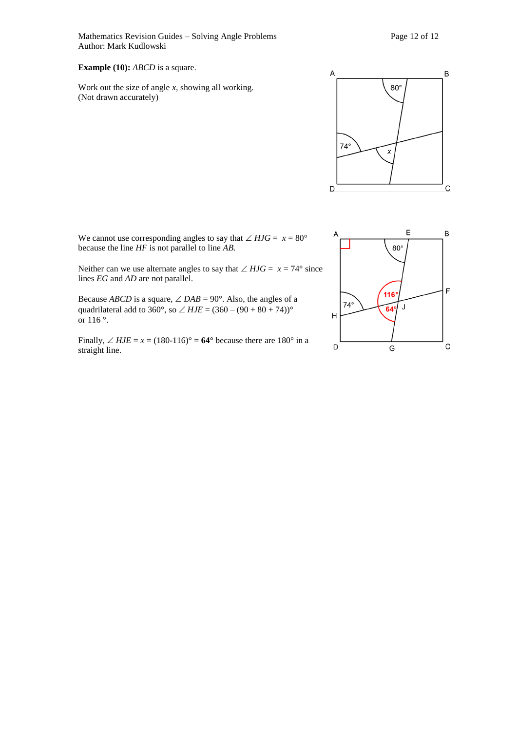**Example (10):** *ABCD* is a square.

Work out the size of angle $x$, showing all working.
(Not drawn accurately)

A B
80°
74°
$x$
D C

A E B
80°
116°
F
74°
64°
J
H
D G C

We cannot use corresponding angles to say that $\angle HJG = x = 80°$ because the line *HF* is not parallel to line *AB*.

Neither can we use alternate angles to say that $\angle HJG = x = 74°$ since lines *EG* and *AD* are not parallel.

Because *ABCD* is a square, $\angle DAB = 90°$. Also, the angles of a quadrilateral add to 360°, so $\angle HJE = (360 - (90 + 80 + 74))°$ or 116 °.

Finally, $\angle HJE = x = (180\text{-}116)° =$ **64°** because there are 180° in a straight line.